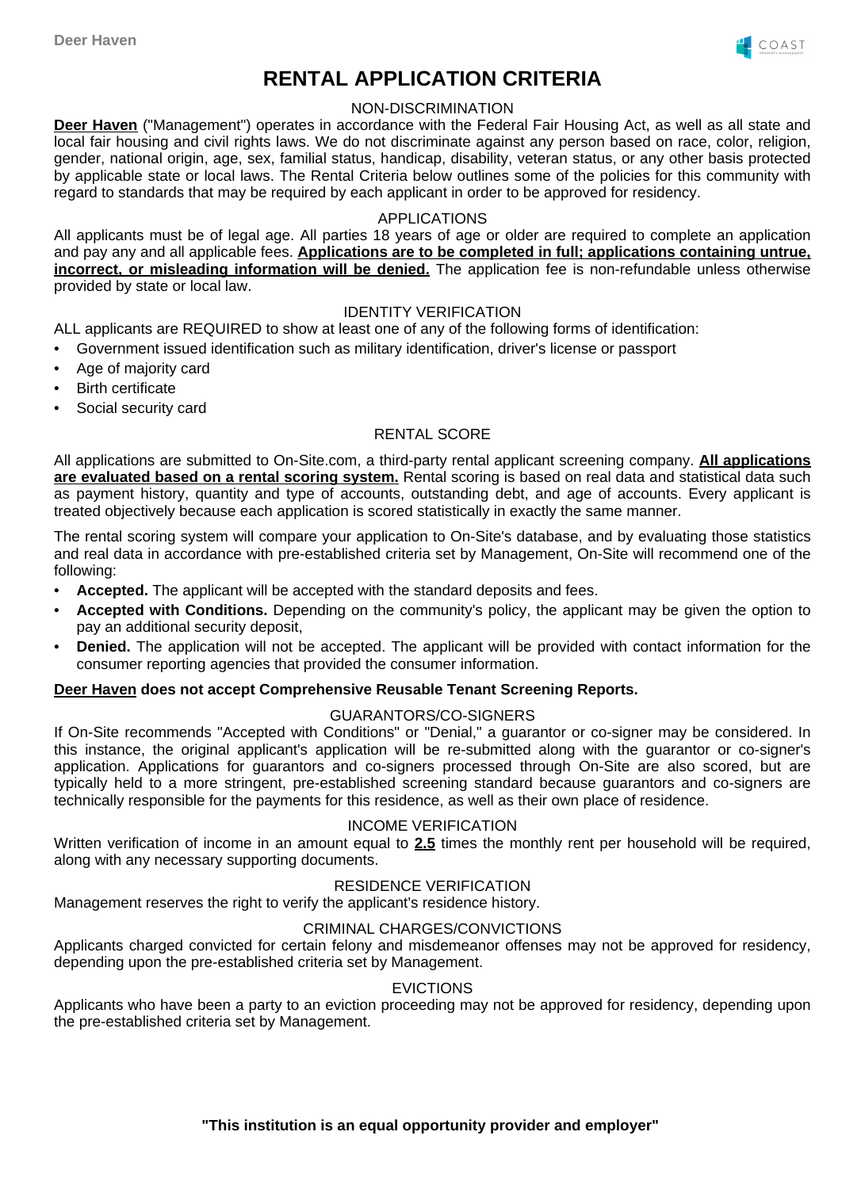# RENTAL APPLICATION CRITERIA

## NON-DISCRIMINATION

**Deer Haven** ("Management") operates in accordance with the Federal Fair Housing Act, as well as all state and local fair housing and civil rights laws. We do not discriminate against any person based on race, color, religion, gender, national origin, age, sex, familial status, handicap, disability, veteran status, or any other basis protected by applicable state or local laws. The Rental Criteria below outlines some of the policies for this community with regard to standards that may be required by each applicant in order to be approved for residency.

## APPLICATIONS

All applicants must be of legal age. All parties 18 years of age or older are required to complete an application and pay any and all applicable fees. **Applications are to be completed in full; applications containing untrue, incorrect, or misleading information will be denied.** The application fee is non-refundable unless otherwise provided by state or local law.

## IDENTITY VERIFICATION

ALL applicants are REQUIRED to show at least one of any of the following forms of identification:

- Government issued identification such as military identification, driver's license or passport
- Age of majority card
- Birth certificate
- Social security card

## RENTAL SCORE

All applications are submitted to On-Site.com, a third-party rental applicant screening company. **All applications are evaluated based on a rental scoring system.** Rental scoring is based on real data and statistical data such as payment history, quantity and type of accounts, outstanding debt, and age of accounts. Every applicant is treated objectively because each application is scored statistically in exactly the same manner.

The rental scoring system will compare your application to On-Site's database, and by evaluating those statistics and real data in accordance with pre-established criteria set by Management, On-Site will recommend one of the following:

- **Accepted.** The applicant will be accepted with the standard deposits and fees.
- **Accepted with Conditions.** Depending on the community's policy, the applicant may be given the option to pay an additional security deposit,
- **Denied.** The application will not be accepted. The applicant will be provided with contact information for the consumer reporting agencies that provided the consumer information.

**Deer Haven does not accept Comprehensive Reusable Tenant Screening Reports.**

## GUARANTORS/CO-SIGNERS

If On-Site recommends "Accepted with Conditions" or "Denial," a guarantor or co-signer may be considered. In this instance, the original applicant's application will be re-submitted along with the guarantor or co-signer's application. Applications for guarantors and co-signers processed through On-Site are also scored, but are typically held to a more stringent, pre-established screening standard because guarantors and co-signers are technically responsible for the payments for this residence, as well as their own place of residence.

## INCOME VERIFICATION

Written verification of income in an amount equal to **2.5** times the monthly rent per household will be required, along with any necessary supporting documents.

## RESIDENCE VERIFICATION

Management reserves the right to verify the applicant's residence history.

## CRIMINAL CHARGES/CONVICTIONS

Applicants charged convicted for certain felony and misdemeanor offenses may not be approved for residency, depending upon the pre-established criteria set by Management.

## EVICTIONS

Applicants who have been a party to an eviction proceeding may not be approved for residency, depending upon the pre-established criteria set by Management.

**"This institution is an equal opportunity provider and employer"**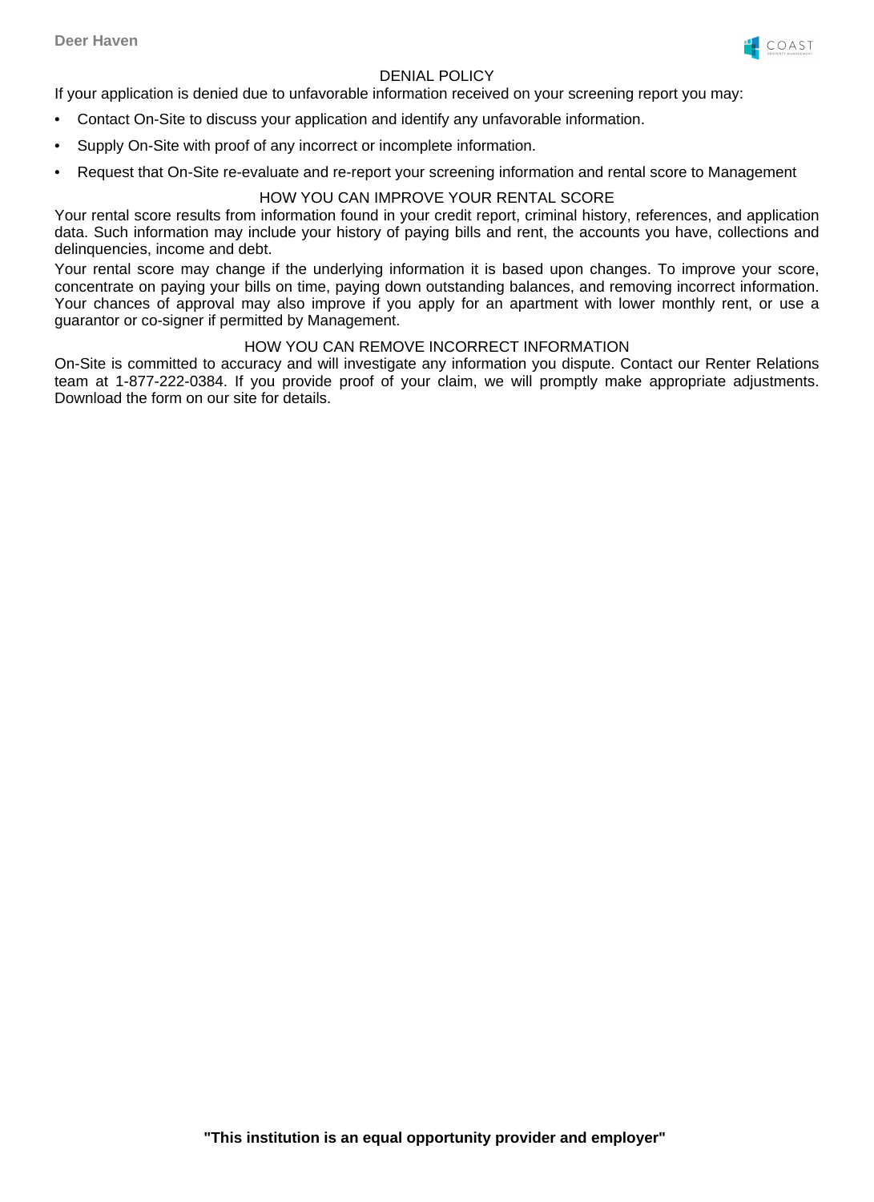## DENIAL POLICY

If your application is denied due to unfavorable information received on your screening report you may:

- Contact On-Site to discuss your application and identify any unfavorable information.
- Supply On-Site with proof of any incorrect or incomplete information.
- Request that On-Site re-evaluate and re-report your screening information and rental score to Management

## HOW YOU CAN IMPROVE YOUR RENTAL SCORE

Your rental score results from information found in your credit report, criminal history, references, and application data. Such information may include your history of paying bills and rent, the accounts you have, collections and delinquencies, income and debt.

Your rental score may change if the underlying information it is based upon changes. To improve your score, concentrate on paying your bills on time, paying down outstanding balances, and removing incorrect information. Your chances of approval may also improve if you apply for an apartment with lower monthly rent, or use a guarantor or co-signer if permitted by Management.

## HOW YOU CAN REMOVE INCORRECT INFORMATION

On-Site is committed to accuracy and will investigate any information you dispute. Contact our Renter Relations team at 1-877-222-0384. If you provide proof of your claim, we will promptly make appropriate adjustments. Download the form on our site for details.

**"This institution is an equal opportunity provider and employer"**